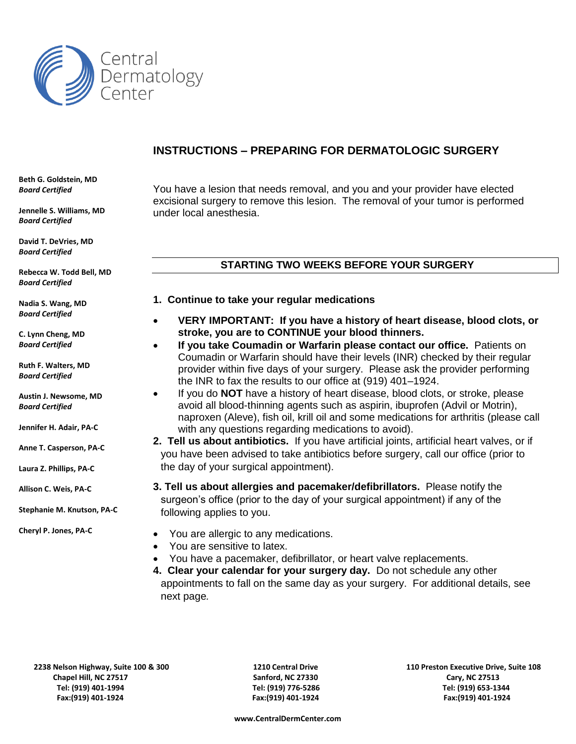# Central Dermatology Center

Beth G. Goldstein, MD
*Board Certified*

Jennelle S. Williams, MD
*Board Certified*

David T. DeVries, MD
*Board Certified*

Rebecca W. Todd Bell, MD
*Board Certified*

Nadia S. Wang, MD
*Board Certified*

C. Lynn Cheng, MD
*Board Certified*

Ruth F. Walters, MD
*Board Certified*

Austin J. Newsome, MD
*Board Certified*

Jennifer H. Adair, PA-C

Anne T. Casperson, PA-C

Laura Z. Phillips, PA-C

Allison C. Weis, PA-C

Stephanie M. Knutson, PA-C

Cheryl P. Jones, PA-C

## INSTRUCTIONS – PREPARING FOR DERMATOLOGIC SURGERY

You have a lesion that needs removal, and you and your provider have elected excisional surgery to remove this lesion. The removal of your tumor is performed under local anesthesia.

### STARTING TWO WEEKS BEFORE YOUR SURGERY

**1. Continue to take your regular medications**

- **VERY IMPORTANT: If you have a history of heart disease, blood clots, or stroke, you are to CONTINUE your blood thinners.**
- **If you take Coumadin or Warfarin please contact our office.** Patients on Coumadin or Warfarin should have their levels (INR) checked by their regular provider within five days of your surgery. Please ask the provider performing the INR to fax the results to our office at (919) 401–1924.
- If you do **NOT** have a history of heart disease, blood clots, or stroke, please avoid all blood-thinning agents such as aspirin, ibuprofen (Advil or Motrin), naproxen (Aleve), fish oil, krill oil and some medications for arthritis (please call with any questions regarding medications to avoid).

**2. Tell us about antibiotics.** If you have artificial joints, artificial heart valves, or if you have been advised to take antibiotics before surgery, call our office (prior to the day of your surgical appointment).

**3. Tell us about allergies and pacemaker/defibrillators.** Please notify the surgeon's office (prior to the day of your surgical appointment) if any of the following applies to you.

- You are allergic to any medications.
- You are sensitive to latex.
- You have a pacemaker, defibrillator, or heart valve replacements.

**4. Clear your calendar for your surgery day.** Do not schedule any other appointments to fall on the same day as your surgery. For additional details, see next page.

2238 Nelson Highway, Suite 100 & 300
Chapel Hill, NC 27517
Tel: (919) 401-1994
Fax:(919) 401-1924

1210 Central Drive
Sanford, NC 27330
Tel: (919) 776-5286
Fax:(919) 401-1924

110 Preston Executive Drive, Suite 108
Cary, NC 27513
Tel: (919) 653-1344
Fax:(919) 401-1924

www.CentralDermCenter.com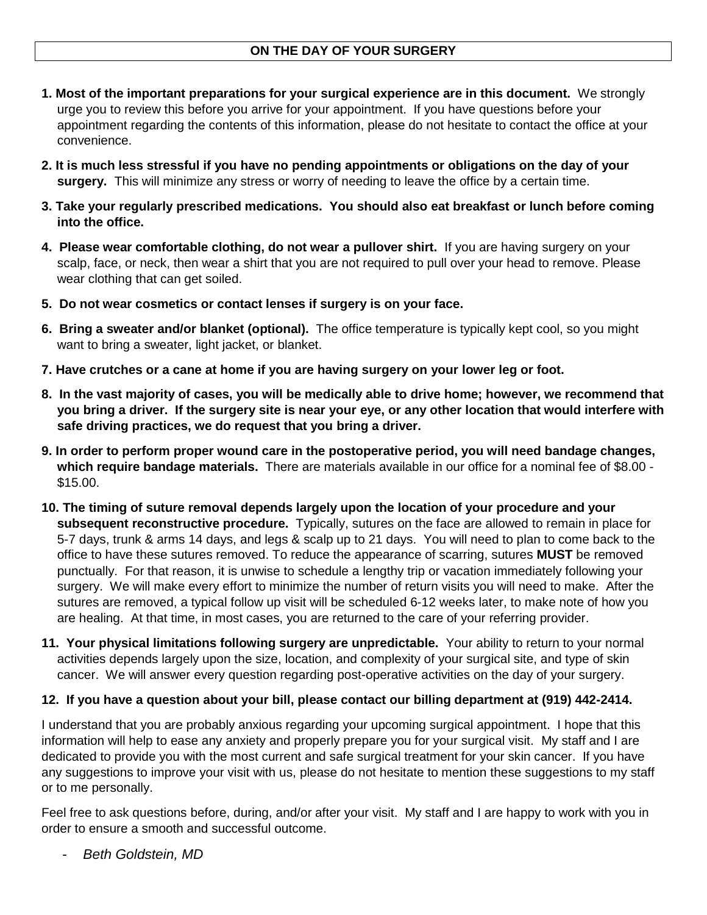## ON THE DAY OF YOUR SURGERY

1. **Most of the important preparations for your surgical experience are in this document.** We strongly urge you to review this before you arrive for your appointment. If you have questions before your appointment regarding the contents of this information, please do not hesitate to contact the office at your convenience.
2. **It is much less stressful if you have no pending appointments or obligations on the day of your surgery.** This will minimize any stress or worry of needing to leave the office by a certain time.
3. **Take your regularly prescribed medications. You should also eat breakfast or lunch before coming into the office.**
4. **Please wear comfortable clothing, do not wear a pullover shirt.** If you are having surgery on your scalp, face, or neck, then wear a shirt that you are not required to pull over your head to remove. Please wear clothing that can get soiled.
5. **Do not wear cosmetics or contact lenses if surgery is on your face.**
6. **Bring a sweater and/or blanket (optional).** The office temperature is typically kept cool, so you might want to bring a sweater, light jacket, or blanket.
7. **Have crutches or a cane at home if you are having surgery on your lower leg or foot.**
8. **In the vast majority of cases, you will be medically able to drive home; however, we recommend that you bring a driver. If the surgery site is near your eye, or any other location that would interfere with safe driving practices, we do request that you bring a driver.**
9. **In order to perform proper wound care in the postoperative period, you will need bandage changes, which require bandage materials.** There are materials available in our office for a nominal fee of $8.00 - $15.00.
10. **The timing of suture removal depends largely upon the location of your procedure and your subsequent reconstructive procedure.** Typically, sutures on the face are allowed to remain in place for 5-7 days, trunk & arms 14 days, and legs & scalp up to 21 days. You will need to plan to come back to the office to have these sutures removed. To reduce the appearance of scarring, sutures **MUST** be removed punctually. For that reason, it is unwise to schedule a lengthy trip or vacation immediately following your surgery. We will make every effort to minimize the number of return visits you will need to make. After the sutures are removed, a typical follow up visit will be scheduled 6-12 weeks later, to make note of how you are healing. At that time, in most cases, you are returned to the care of your referring provider.
11. **Your physical limitations following surgery are unpredictable.** Your ability to return to your normal activities depends largely upon the size, location, and complexity of your surgical site, and type of skin cancer. We will answer every question regarding post-operative activities on the day of your surgery.
12. **If you have a question about your bill, please contact our billing department at (919) 442-2414.**

I understand that you are probably anxious regarding your upcoming surgical appointment. I hope that this information will help to ease any anxiety and properly prepare you for your surgical visit. My staff and I are dedicated to provide you with the most current and safe surgical treatment for your skin cancer. If you have any suggestions to improve your visit with us, please do not hesitate to mention these suggestions to my staff or to me personally.

Feel free to ask questions before, during, and/or after your visit. My staff and I are happy to work with you in order to ensure a smooth and successful outcome.

- *Beth Goldstein, MD*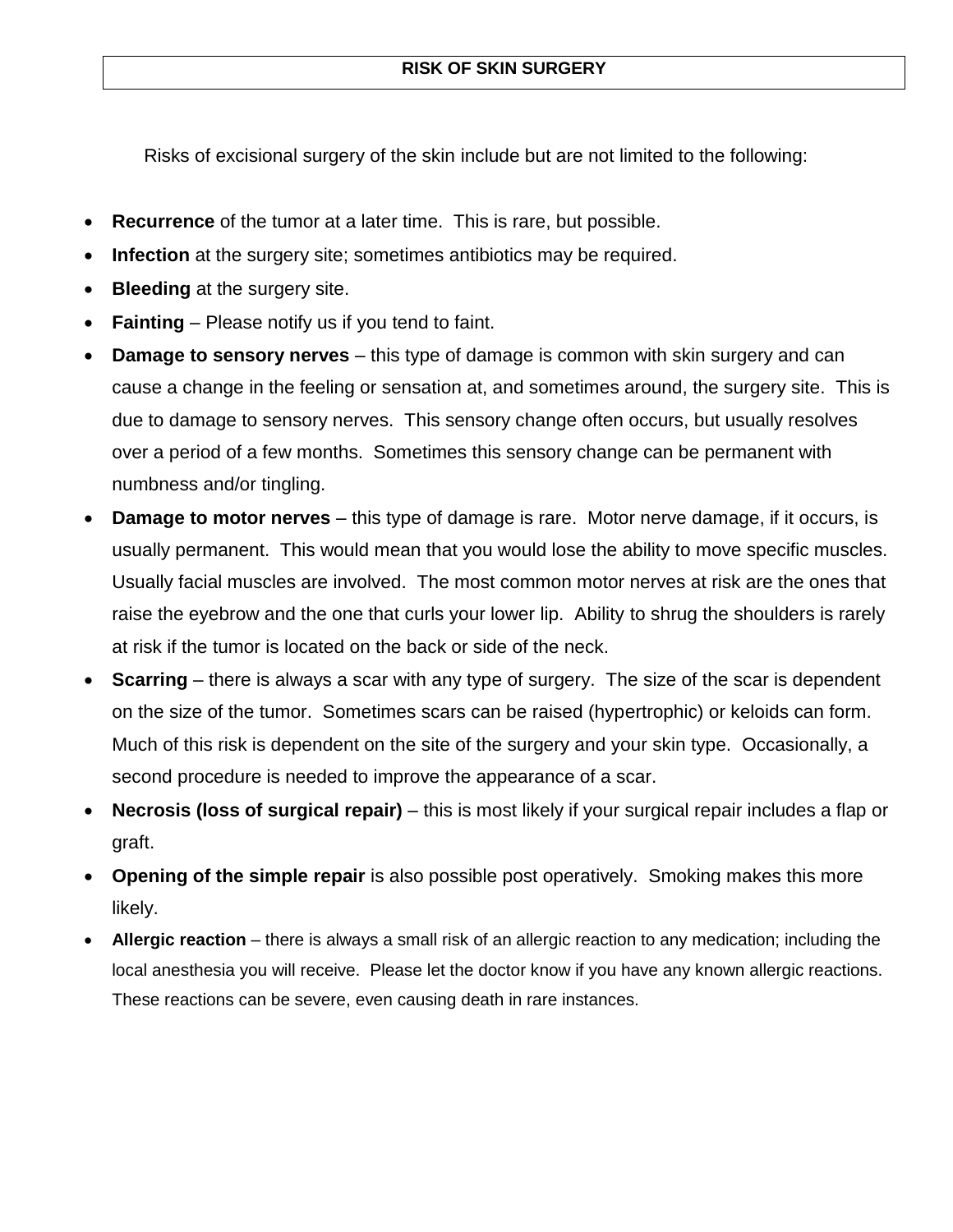# RISK OF SKIN SURGERY

Risks of excisional surgery of the skin include but are not limited to the following:

- **Recurrence** of the tumor at a later time. This is rare, but possible.
- **Infection** at the surgery site; sometimes antibiotics may be required.
- **Bleeding** at the surgery site.
- **Fainting** – Please notify us if you tend to faint.
- **Damage to sensory nerves** – this type of damage is common with skin surgery and can cause a change in the feeling or sensation at, and sometimes around, the surgery site. This is due to damage to sensory nerves. This sensory change often occurs, but usually resolves over a period of a few months. Sometimes this sensory change can be permanent with numbness and/or tingling.
- **Damage to motor nerves** – this type of damage is rare. Motor nerve damage, if it occurs, is usually permanent. This would mean that you would lose the ability to move specific muscles. Usually facial muscles are involved. The most common motor nerves at risk are the ones that raise the eyebrow and the one that curls your lower lip. Ability to shrug the shoulders is rarely at risk if the tumor is located on the back or side of the neck.
- **Scarring** – there is always a scar with any type of surgery. The size of the scar is dependent on the size of the tumor. Sometimes scars can be raised (hypertrophic) or keloids can form. Much of this risk is dependent on the site of the surgery and your skin type. Occasionally, a second procedure is needed to improve the appearance of a scar.
- **Necrosis (loss of surgical repair)** – this is most likely if your surgical repair includes a flap or graft.
- **Opening of the simple repair** is also possible post operatively. Smoking makes this more likely.
- **Allergic reaction** – there is always a small risk of an allergic reaction to any medication; including the local anesthesia you will receive. Please let the doctor know if you have any known allergic reactions. These reactions can be severe, even causing death in rare instances.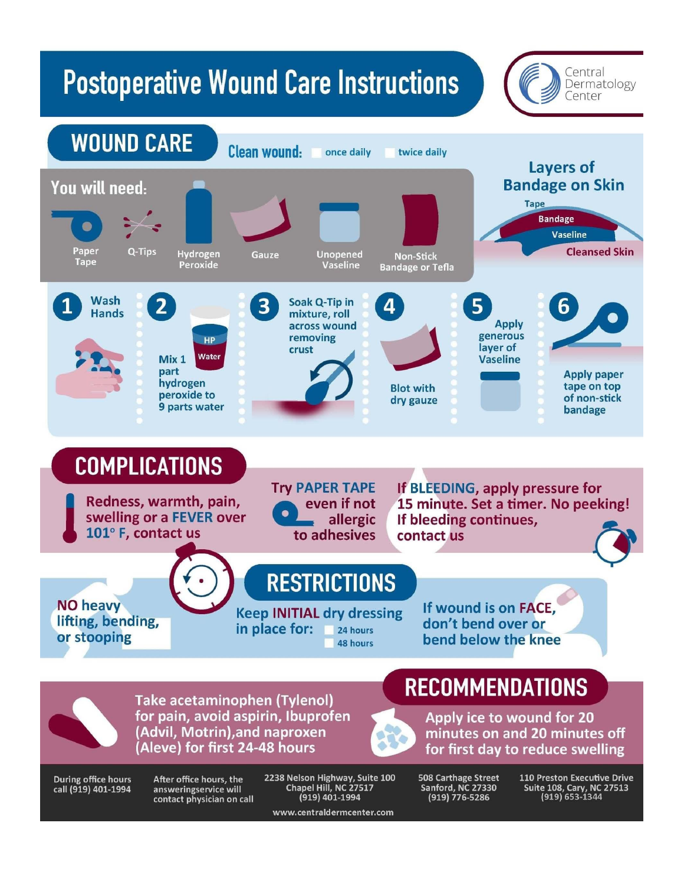# Postoperative Wound Care Instructions

Central Dermatology Center

## WOUND CARE

**Clean wound:** ☐ once daily ☐ twice daily

### You will need:

- Paper Tape
- Q-Tips
- Hydrogen Peroxide
- Gauze
- Unopened Vaseline
- Non-Stick Bandage or Tefla

### Layers of Bandage on Skin

- Tape
- Bandage
- Vaseline
- Cleansed Skin

1. Wash Hands
2. Mix 1 part hydrogen peroxide to 9 parts water
3. Soak Q-Tip in mixture, roll across wound removing crust
4. Blot with dry gauze
5. Apply generous layer of Vaseline
6. Apply paper tape on top of non-stick bandage

## COMPLICATIONS

Redness, warmth, pain, swelling or a FEVER over 101° F, contact us

Try PAPER TAPE even if not allergic to adhesives

If BLEEDING, apply pressure for 15 minute. Set a timer. No peeking! If bleeding continues, contact us

## RESTRICTIONS

NO heavy lifting, bending, or stooping

Keep INITIAL dry dressing in place for: ☐ 24 hours ☐ 48 hours

If wound is on FACE, don't bend over or bend below the knee

## RECOMMENDATIONS

Take acetaminophen (Tylenol) for pain, avoid aspirin, Ibuprofen (Advil, Motrin),and naproxen (Aleve) for first 24-48 hours

Apply ice to wound for 20 minutes on and 20 minutes off for first day to reduce swelling

During office hours call (919) 401-1994

After office hours, the answeringservice will contact physician on call

2238 Nelson Highway, Suite 100
Chapel Hill, NC 27517
(919) 401-1994

508 Carthage Street
Sanford, NC 27330
(919) 776-5286

110 Preston Executive Drive
Suite 108, Cary, NC 27513
(919) 653-1344

www.centraldermcenter.com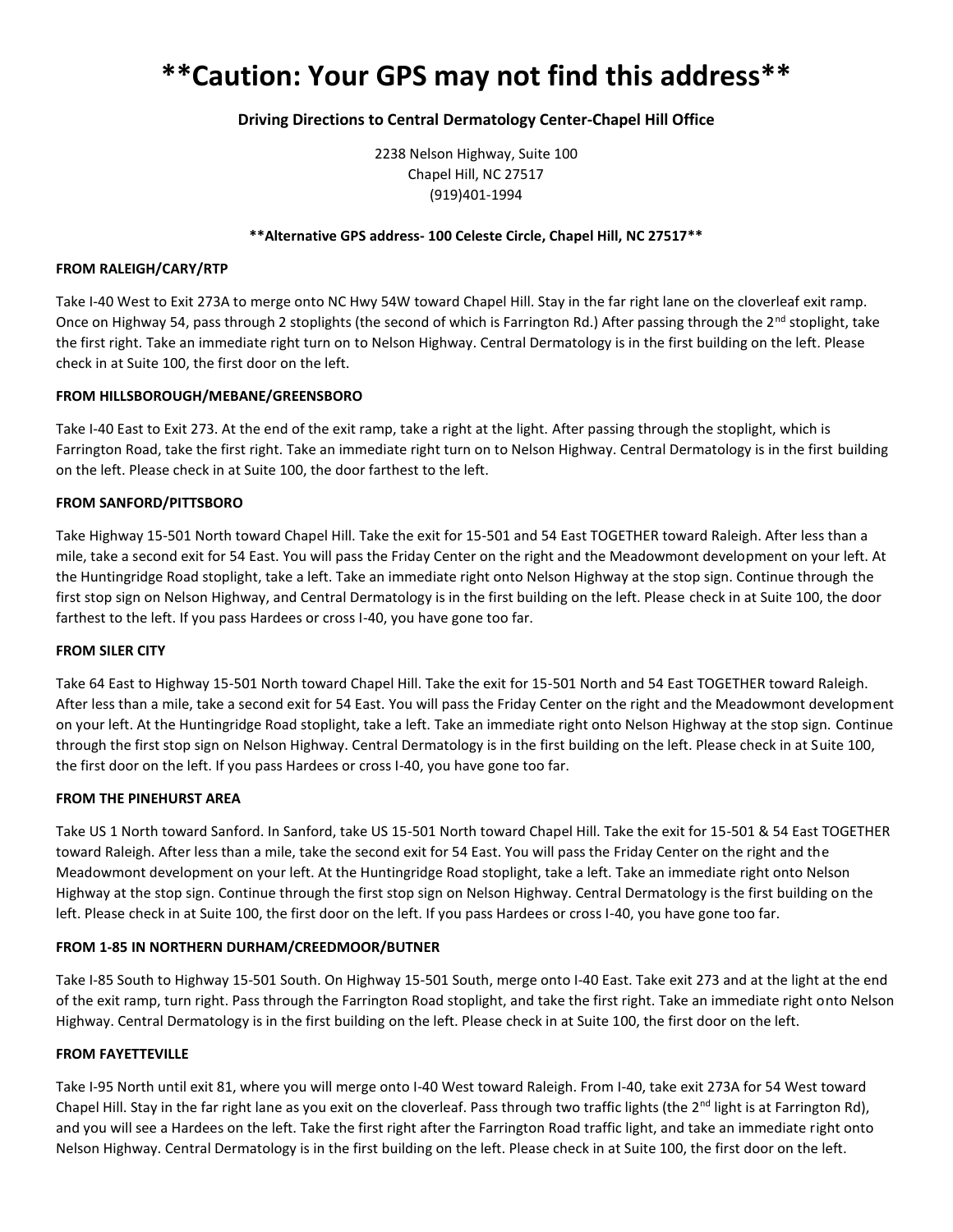# **Caution: Your GPS may not find this address**

**Driving Directions to Central Dermatology Center-Chapel Hill Office**

2238 Nelson Highway, Suite 100
Chapel Hill, NC 27517
(919)401-1994

**\*\*Alternative GPS address- 100 Celeste Circle, Chapel Hill, NC 27517\*\***

**FROM RALEIGH/CARY/RTP**

Take I-40 West to Exit 273A to merge onto NC Hwy 54W toward Chapel Hill. Stay in the far right lane on the cloverleaf exit ramp. Once on Highway 54, pass through 2 stoplights (the second of which is Farrington Rd.) After passing through the 2nd stoplight, take the first right. Take an immediate right turn on to Nelson Highway. Central Dermatology is in the first building on the left. Please check in at Suite 100, the first door on the left.

**FROM HILLSBOROUGH/MEBANE/GREENSBORO**

Take I-40 East to Exit 273. At the end of the exit ramp, take a right at the light. After passing through the stoplight, which is Farrington Road, take the first right. Take an immediate right turn on to Nelson Highway. Central Dermatology is in the first building on the left. Please check in at Suite 100, the door farthest to the left.

**FROM SANFORD/PITTSBORO**

Take Highway 15-501 North toward Chapel Hill. Take the exit for 15-501 and 54 East TOGETHER toward Raleigh. After less than a mile, take a second exit for 54 East. You will pass the Friday Center on the right and the Meadowmont development on your left. At the Huntingridge Road stoplight, take a left. Take an immediate right onto Nelson Highway at the stop sign. Continue through the first stop sign on Nelson Highway, and Central Dermatology is in the first building on the left. Please check in at Suite 100, the door farthest to the left. If you pass Hardees or cross I-40, you have gone too far.

**FROM SILER CITY**

Take 64 East to Highway 15-501 North toward Chapel Hill. Take the exit for 15-501 North and 54 East TOGETHER toward Raleigh. After less than a mile, take a second exit for 54 East. You will pass the Friday Center on the right and the Meadowmont development on your left. At the Huntingridge Road stoplight, take a left. Take an immediate right onto Nelson Highway at the stop sign. Continue through the first stop sign on Nelson Highway. Central Dermatology is in the first building on the left. Please check in at Suite 100, the first door on the left. If you pass Hardees or cross I-40, you have gone too far.

**FROM THE PINEHURST AREA**

Take US 1 North toward Sanford. In Sanford, take US 15-501 North toward Chapel Hill. Take the exit for 15-501 & 54 East TOGETHER toward Raleigh. After less than a mile, take the second exit for 54 East. You will pass the Friday Center on the right and the Meadowmont development on your left. At the Huntingridge Road stoplight, take a left. Take an immediate right onto Nelson Highway at the stop sign. Continue through the first stop sign on Nelson Highway. Central Dermatology is the first building on the left. Please check in at Suite 100, the first door on the left. If you pass Hardees or cross I-40, you have gone too far.

**FROM 1-85 IN NORTHERN DURHAM/CREEDMOOR/BUTNER**

Take I-85 South to Highway 15-501 South. On Highway 15-501 South, merge onto I-40 East. Take exit 273 and at the light at the end of the exit ramp, turn right. Pass through the Farrington Road stoplight, and take the first right. Take an immediate right onto Nelson Highway. Central Dermatology is in the first building on the left. Please check in at Suite 100, the first door on the left.

**FROM FAYETTEVILLE**

Take I-95 North until exit 81, where you will merge onto I-40 West toward Raleigh. From I-40, take exit 273A for 54 West toward Chapel Hill. Stay in the far right lane as you exit on the cloverleaf. Pass through two traffic lights (the 2nd light is at Farrington Rd), and you will see a Hardees on the left. Take the first right after the Farrington Road traffic light, and take an immediate right onto Nelson Highway. Central Dermatology is in the first building on the left. Please check in at Suite 100, the first door on the left.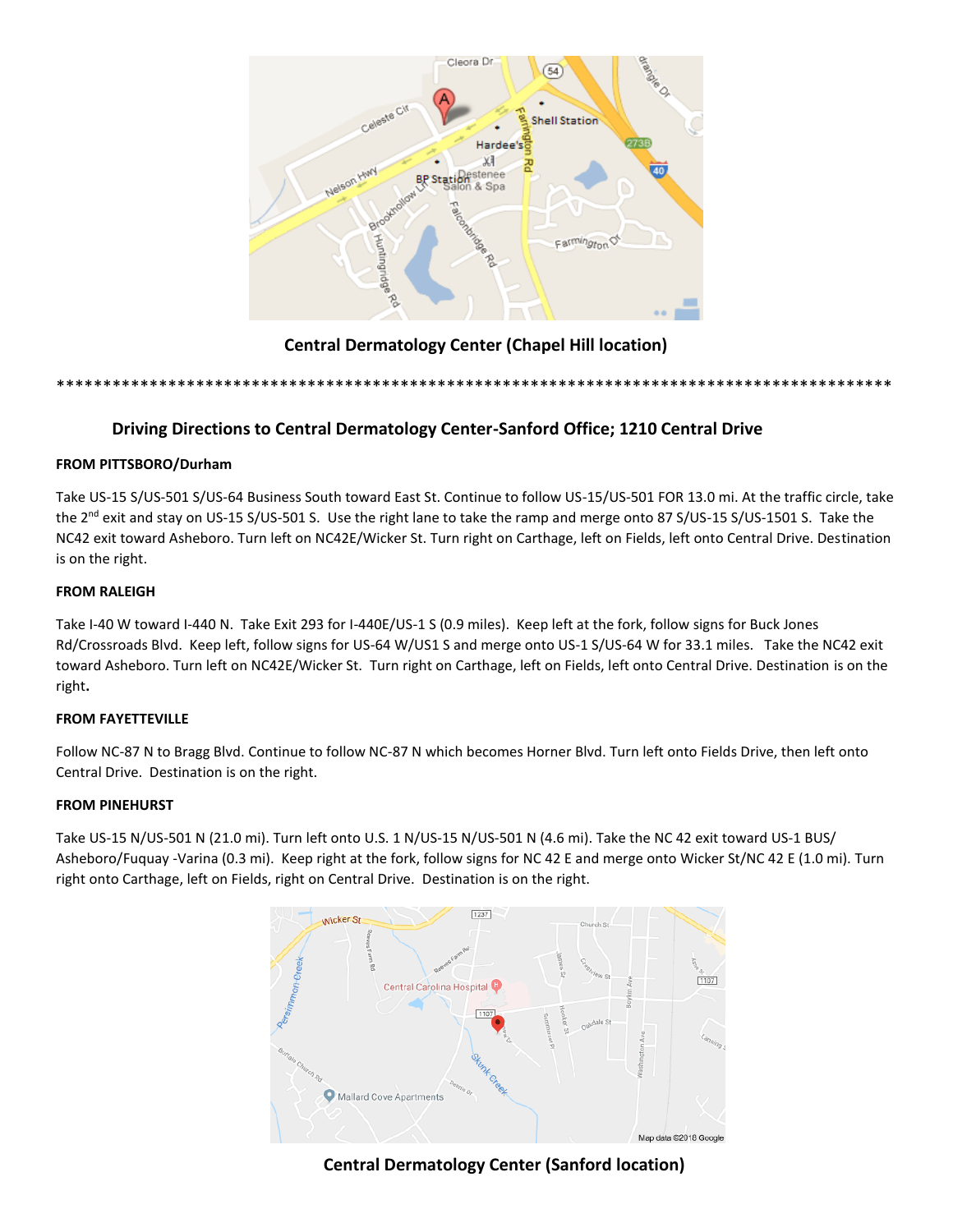**Central Dermatology Center (Chapel Hill location)**

**********************************************************************************************

## Driving Directions to Central Dermatology Center-Sanford Office; 1210 Central Drive

**FROM PITTSBORO/Durham**

Take US-15 S/US-501 S/US-64 Business South toward East St. Continue to follow US-15/US-501 FOR 13.0 mi. At the traffic circle, take the 2nd exit and stay on US-15 S/US-501 S. Use the right lane to take the ramp and merge onto 87 S/US-15 S/US-1501 S. Take the NC42 exit toward Asheboro. Turn left on NC42E/Wicker St. Turn right on Carthage, left on Fields, left onto Central Drive. Destination is on the right.

**FROM RALEIGH**

Take I-40 W toward I-440 N. Take Exit 293 for I-440E/US-1 S (0.9 miles). Keep left at the fork, follow signs for Buck Jones Rd/Crossroads Blvd. Keep left, follow signs for US-64 W/US1 S and merge onto US-1 S/US-64 W for 33.1 miles. Take the NC42 exit toward Asheboro. Turn left on NC42E/Wicker St. Turn right on Carthage, left on Fields, left onto Central Drive. Destination is on the right**.**

**FROM FAYETTEVILLE**

Follow NC-87 N to Bragg Blvd. Continue to follow NC-87 N which becomes Horner Blvd. Turn left onto Fields Drive, then left onto Central Drive. Destination is on the right.

**FROM PINEHURST**

Take US-15 N/US-501 N (21.0 mi). Turn left onto U.S. 1 N/US-15 N/US-501 N (4.6 mi). Take the NC 42 exit toward US-1 BUS/ Asheboro/Fuquay -Varina (0.3 mi). Keep right at the fork, follow signs for NC 42 E and merge onto Wicker St/NC 42 E (1.0 mi). Turn right onto Carthage, left on Fields, right on Central Drive. Destination is on the right.

**Central Dermatology Center (Sanford location)**